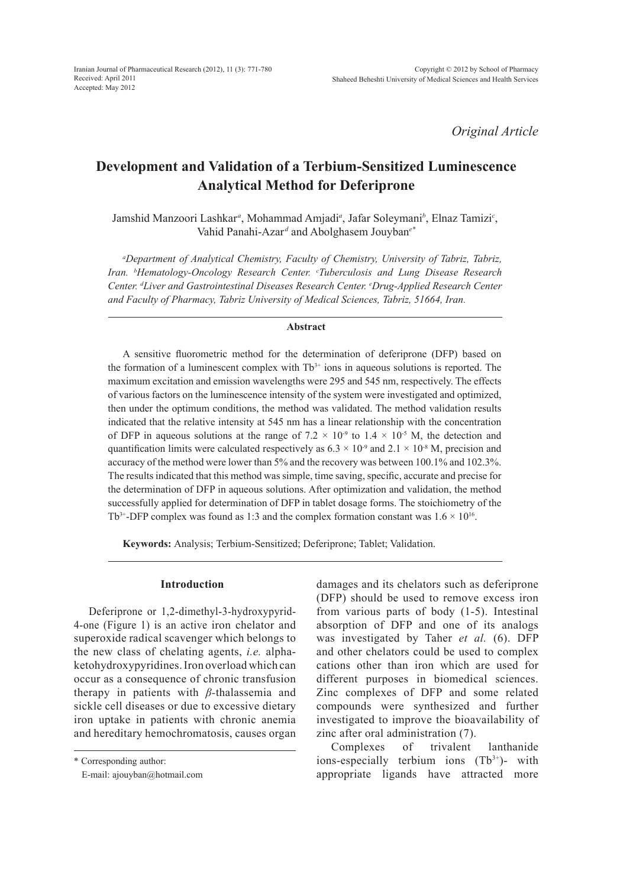*Original Article*

# Development and Validation of a Terbium-Sensitized Luminescence Analytical Method for Deferiprone

Jamshid Manzoori Lashkar[a], Mohammad Amjadi[a], Jafar Soleymani[b], Elnaz Tamizi[c], Vahid Panahi-Azar[d] and Abolghasem Jouyban[e*]

*[a]Department of Analytical Chemistry, Faculty of Chemistry, University of Tabriz, Tabriz, Iran. [b]Hematology-Oncology Research Center. [c]Tuberculosis and Lung Disease Research Center. [d]Liver and Gastrointestinal Diseases Research Center. [e]Drug-Applied Research Center and Faculty of Pharmacy, Tabriz University of Medical Sciences, Tabriz, 51664, Iran.*

### Abstract

A sensitive fluorometric method for the determination of deferiprone (DFP) based on the formation of a luminescent complex with $Tb^{3+}$ ions in aqueous solutions is reported. The maximum excitation and emission wavelengths were 295 and 545 nm, respectively. The effects of various factors on the luminescence intensity of the system were investigated and optimized, then under the optimum conditions, the method was validated. The method validation results indicated that the relative intensity at 545 nm has a linear relationship with the concentration of DFP in aqueous solutions at the range of $7.2 \times 10^{-9}$ to $1.4 \times 10^{-5}$ M, the detection and quantification limits were calculated respectively as $6.3 \times 10^{-9}$ and $2.1 \times 10^{-8}$ M, precision and accuracy of the method were lower than 5% and the recovery was between 100.1% and 102.3%. The results indicated that this method was simple, time saving, specific, accurate and precise for the determination of DFP in aqueous solutions. After optimization and validation, the method successfully applied for determination of DFP in tablet dosage forms. The stoichiometry of the $Tb^{3+}$-DFP complex was found as 1:3 and the complex formation constant was $1.6 \times 10^{16}$.

**Keywords:** Analysis; Terbium-Sensitized; Deferiprone; Tablet; Validation.

## Introduction

Deferiprone or 1,2-dimethyl-3-hydroxypyrid-4-one (Figure 1) is an active iron chelator and superoxide radical scavenger which belongs to the new class of chelating agents, *i.e.* alpha-ketohydroxypyridines. Iron overload which can occur as a consequence of chronic transfusion therapy in patients with *β*-thalassemia and sickle cell diseases or due to excessive dietary iron uptake in patients with chronic anemia and hereditary hemochromatosis, causes organ damages and its chelators such as deferiprone (DFP) should be used to remove excess iron from various parts of body (1-5). Intestinal absorption of DFP and one of its analogs was investigated by Taher *et al.* (6). DFP and other chelators could be used to complex cations other than iron which are used for different purposes in biomedical sciences. Zinc complexes of DFP and some related compounds were synthesized and further investigated to improve the bioavailability of zinc after oral administration (7).

Complexes of trivalent lanthanide ions-especially terbium ions ($Tb^{3+}$)- with appropriate ligands have attracted more

\* Corresponding author:

E-mail: ajouyban@hotmail.com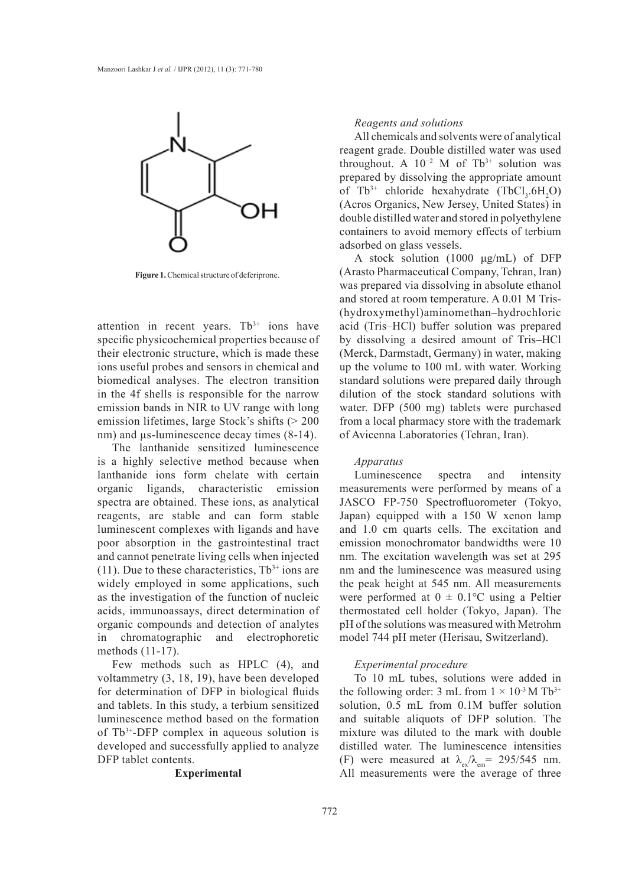**Figure 1.** Chemical structure of deferiprone.

attention in recent years. $Tb^{3+}$ ions have specific physicochemical properties because of their electronic structure, which is made these ions useful probes and sensors in chemical and biomedical analyses. The electron transition in the 4f shells is responsible for the narrow emission bands in NIR to UV range with long emission lifetimes, large Stock's shifts (> 200 nm) and µs-luminescence decay times (8-14).

The lanthanide sensitized luminescence is a highly selective method because when lanthanide ions form chelate with certain organic ligands, characteristic emission spectra are obtained. These ions, as analytical reagents, are stable and can form stable luminescent complexes with ligands and have poor absorption in the gastrointestinal tract and cannot penetrate living cells when injected (11). Due to these characteristics, $Tb^{3+}$ ions are widely employed in some applications, such as the investigation of the function of nucleic acids, immunoassays, direct determination of organic compounds and detection of analytes in chromatographic and electrophoretic methods (11-17).

Few methods such as HPLC (4), and voltammetry (3, 18, 19), have been developed for determination of DFP in biological fluids and tablets. In this study, a terbium sensitized luminescence method based on the formation of $Tb^{3+}$-DFP complex in aqueous solution is developed and successfully applied to analyze DFP tablet contents.

## Experimental

### *Reagents and solutions*

All chemicals and solvents were of analytical reagent grade. Double distilled water was used throughout. A $10^{-2}$ M of $Tb^{3+}$ solution was prepared by dissolving the appropriate amount of $Tb^{3+}$ chloride hexahydrate ($TbCl_3.6H_2O$) (Acros Organics, New Jersey, United States) in double distilled water and stored in polyethylene containers to avoid memory effects of terbium adsorbed on glass vessels.

A stock solution (1000 µg/mL) of DFP (Arasto Pharmaceutical Company, Tehran, Iran) was prepared via dissolving in absolute ethanol and stored at room temperature. A 0.01 M Tris-(hydroxymethyl)aminomethan–hydrochloric acid (Tris–HCl) buffer solution was prepared by dissolving a desired amount of Tris–HCl (Merck, Darmstadt, Germany) in water, making up the volume to 100 mL with water. Working standard solutions were prepared daily through dilution of the stock standard solutions with water. DFP (500 mg) tablets were purchased from a local pharmacy store with the trademark of Avicenna Laboratories (Tehran, Iran).

### *Apparatus*

Luminescence spectra and intensity measurements were performed by means of a JASCO FP-750 Spectrofluorometer (Tokyo, Japan) equipped with a 150 W xenon lamp and 1.0 cm quarts cells. The excitation and emission monochromator bandwidths were 10 nm. The excitation wavelength was set at 295 nm and the luminescence was measured using the peak height at 545 nm. All measurements were performed at $0 \pm 0.1$°C using a Peltier thermostated cell holder (Tokyo, Japan). The pH of the solutions was measured with Metrohm model 744 pH meter (Herisau, Switzerland).

### *Experimental procedure*

To 10 mL tubes, solutions were added in the following order: 3 mL from $1 \times 10^{-3}$ M $Tb^{3+}$ solution, 0.5 mL from 0.1M buffer solution and suitable aliquots of DFP solution. The mixture was diluted to the mark with double distilled water. The luminescence intensities (F) were measured at $\lambda_{ex}/\lambda_{em}$ = 295/545 nm. All measurements were the average of three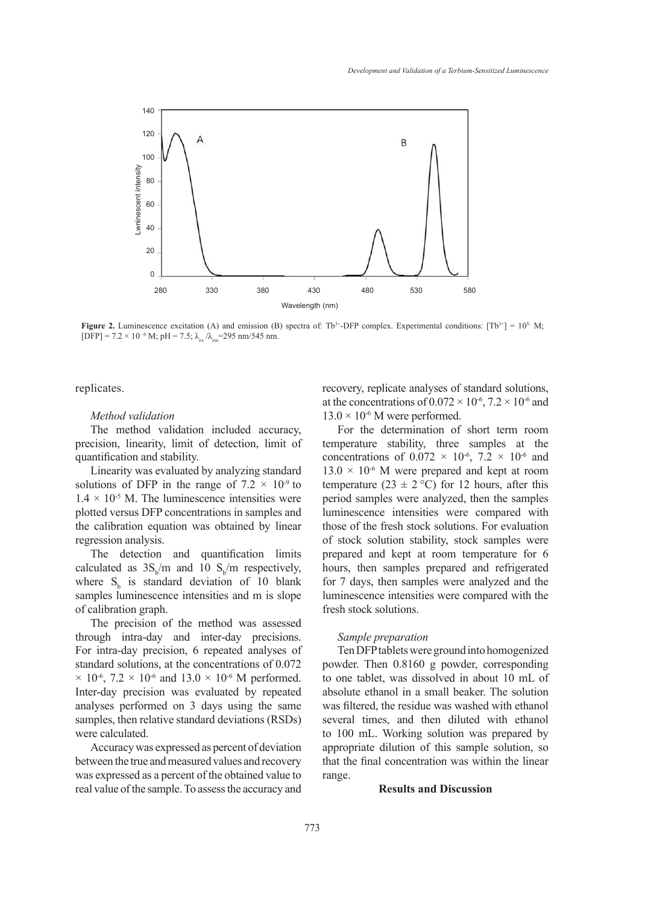**Figure 2.** Luminescence excitation (A) and emission (B) spectra of: $Tb^{3+}$-DFP complex. Experimental conditions: $[Tb^{3+}] = 10^{5-}$ M; $[DFP] = 7.2 \times 10^{-6}$ M; pH = 7.5; $\lambda_{ex}/\lambda_{em}$=295 nm/545 nm.

replicates.

### *Method validation*

The method validation included accuracy, precision, linearity, limit of detection, limit of quantification and stability.

Linearity was evaluated by analyzing standard solutions of DFP in the range of $7.2 \times 10^{-9}$ to $1.4 \times 10^{-5}$ M. The luminescence intensities were plotted versus DFP concentrations in samples and the calibration equation was obtained by linear regression analysis.

The detection and quantification limits calculated as $3S_b/m$ and $10\ S_b/m$ respectively, where $S_b$ is standard deviation of 10 blank samples luminescence intensities and m is slope of calibration graph.

The precision of the method was assessed through intra-day and inter-day precisions. For intra-day precision, 6 repeated analyses of standard solutions, at the concentrations of 0.072 $\times 10^{-6}$, $7.2 \times 10^{-6}$ and $13.0 \times 10^{-6}$ M performed. Inter-day precision was evaluated by repeated analyses performed on 3 days using the same samples, then relative standard deviations (RSDs) were calculated.

Accuracy was expressed as percent of deviation between the true and measured values and recovery was expressed as a percent of the obtained value to real value of the sample. To assess the accuracy and recovery, replicate analyses of standard solutions, at the concentrations of $0.072 \times 10^{-6}$, $7.2 \times 10^{-6}$ and $13.0 \times 10^{-6}$ M were performed.

For the determination of short term room temperature stability, three samples at the concentrations of $0.072 \times 10^{-6}$, $7.2 \times 10^{-6}$ and $13.0 \times 10^{-6}$ M were prepared and kept at room temperature (23 ± 2 °C) for 12 hours, after this period samples were analyzed, then the samples luminescence intensities were compared with those of the fresh stock solutions. For evaluation of stock solution stability, stock samples were prepared and kept at room temperature for 6 hours, then samples prepared and refrigerated for 7 days, then samples were analyzed and the luminescence intensities were compared with the fresh stock solutions.

### *Sample preparation*

Ten DFP tablets were ground into homogenized powder. Then 0.8160 g powder, corresponding to one tablet, was dissolved in about 10 mL of absolute ethanol in a small beaker. The solution was filtered, the residue was washed with ethanol several times, and then diluted with ethanol to 100 mL. Working solution was prepared by appropriate dilution of this sample solution, so that the final concentration was within the linear range.

## Results and Discussion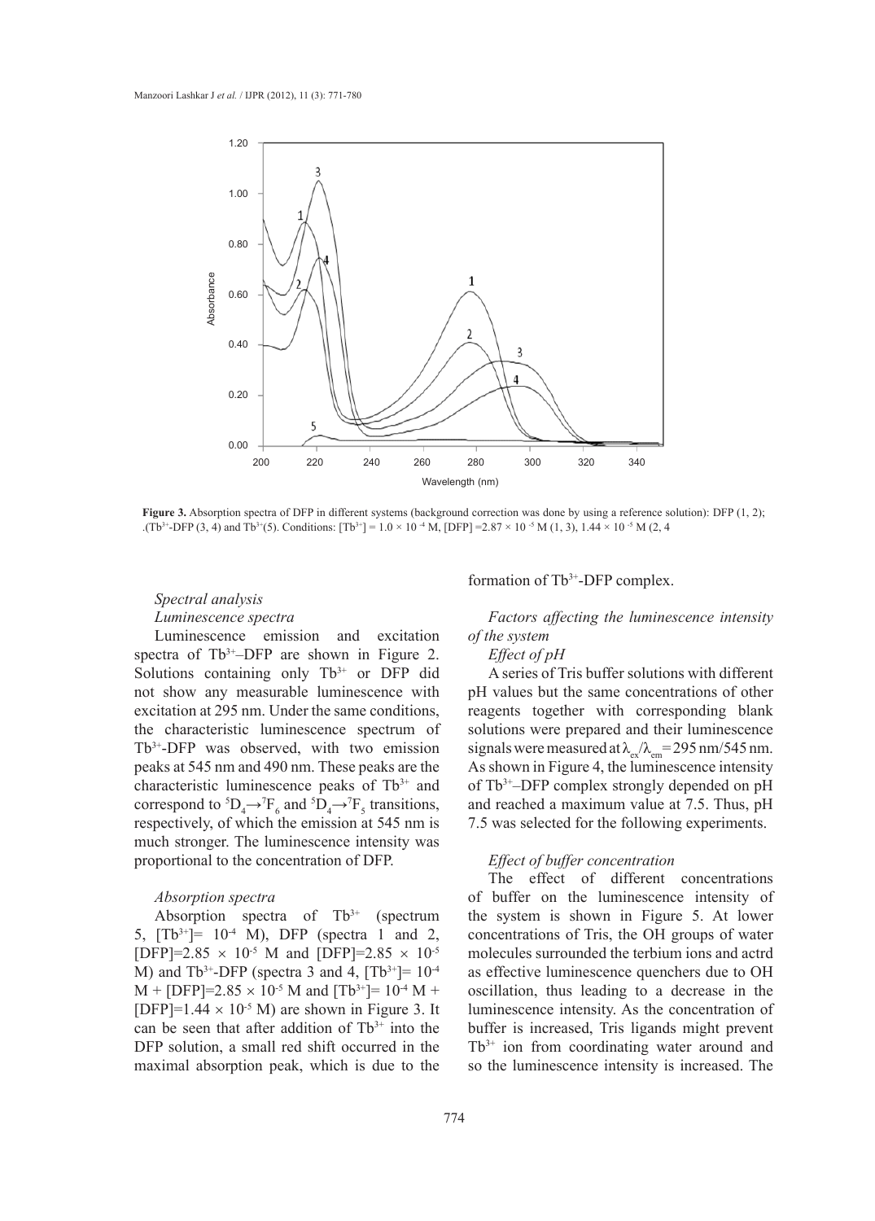**Figure 3.** Absorption spectra of DFP in different systems (background correction was done by using a reference solution): DFP (1, 2); .($Tb^{3+}$-DFP (3, 4) and $Tb^{3+}$(5). Conditions: $[Tb^{3+}] = 1.0 \times 10^{-4}$ M, $[DFP] = 2.87 \times 10^{-5}$ M (1, 3), $1.44 \times 10^{-5}$ M (2, 4

### Spectral analysis

#### *Luminescence spectra*

Luminescence emission and excitation spectra of $Tb^{3+}$–DFP are shown in Figure 2. Solutions containing only $Tb^{3+}$ or DFP did not show any measurable luminescence with excitation at 295 nm. Under the same conditions, the characteristic luminescence spectrum of $Tb^{3+}$-DFP was observed, with two emission peaks at 545 nm and 490 nm. These peaks are the characteristic luminescence peaks of $Tb^{3+}$ and correspond to ${}^5D_4 \rightarrow {}^7F_6$ and ${}^5D_4 \rightarrow {}^7F_5$ transitions, respectively, of which the emission at 545 nm is much stronger. The luminescence intensity was proportional to the concentration of DFP.

#### *Absorption spectra*

Absorption spectra of $Tb^{3+}$ (spectrum 5, $[Tb^{3+}] = 10^{-4}$ M), DFP (spectra 1 and 2, $[DFP] = 2.85 \times 10^{-5}$ M and $[DFP] = 2.85 \times 10^{-5}$ M) and $Tb^{3+}$-DFP (spectra 3 and 4, $[Tb^{3+}] = 10^{-4}$ M + $[DFP] = 2.85 \times 10^{-5}$ M and $[Tb^{3+}] = 10^{-4}$ M + $[DFP] = 1.44 \times 10^{-5}$ M) are shown in Figure 3. It can be seen that after addition of $Tb^{3+}$ into the DFP solution, a small red shift occurred in the maximal absorption peak, which is due to the formation of $Tb^{3+}$-DFP complex.

### *Factors affecting the luminescence intensity of the system*

#### *Effect of pH*

A series of Tris buffer solutions with different pH values but the same concentrations of other reagents together with corresponding blank solutions were prepared and their luminescence signals were measured at $\lambda_{ex}/\lambda_{em} = 295$ nm/545 nm. As shown in Figure 4, the luminescence intensity of $Tb^{3+}$–DFP complex strongly depended on pH and reached a maximum value at 7.5. Thus, pH 7.5 was selected for the following experiments.

#### *Effect of buffer concentration*

The effect of different concentrations of buffer on the luminescence intensity of the system is shown in Figure 5. At lower concentrations of Tris, the OH groups of water molecules surrounded the terbium ions and actrd as effective luminescence quenchers due to OH oscillation, thus leading to a decrease in the luminescence intensity. As the concentration of buffer is increased, Tris ligands might prevent $Tb^{3+}$ ion from coordinating water around and so the luminescence intensity is increased. The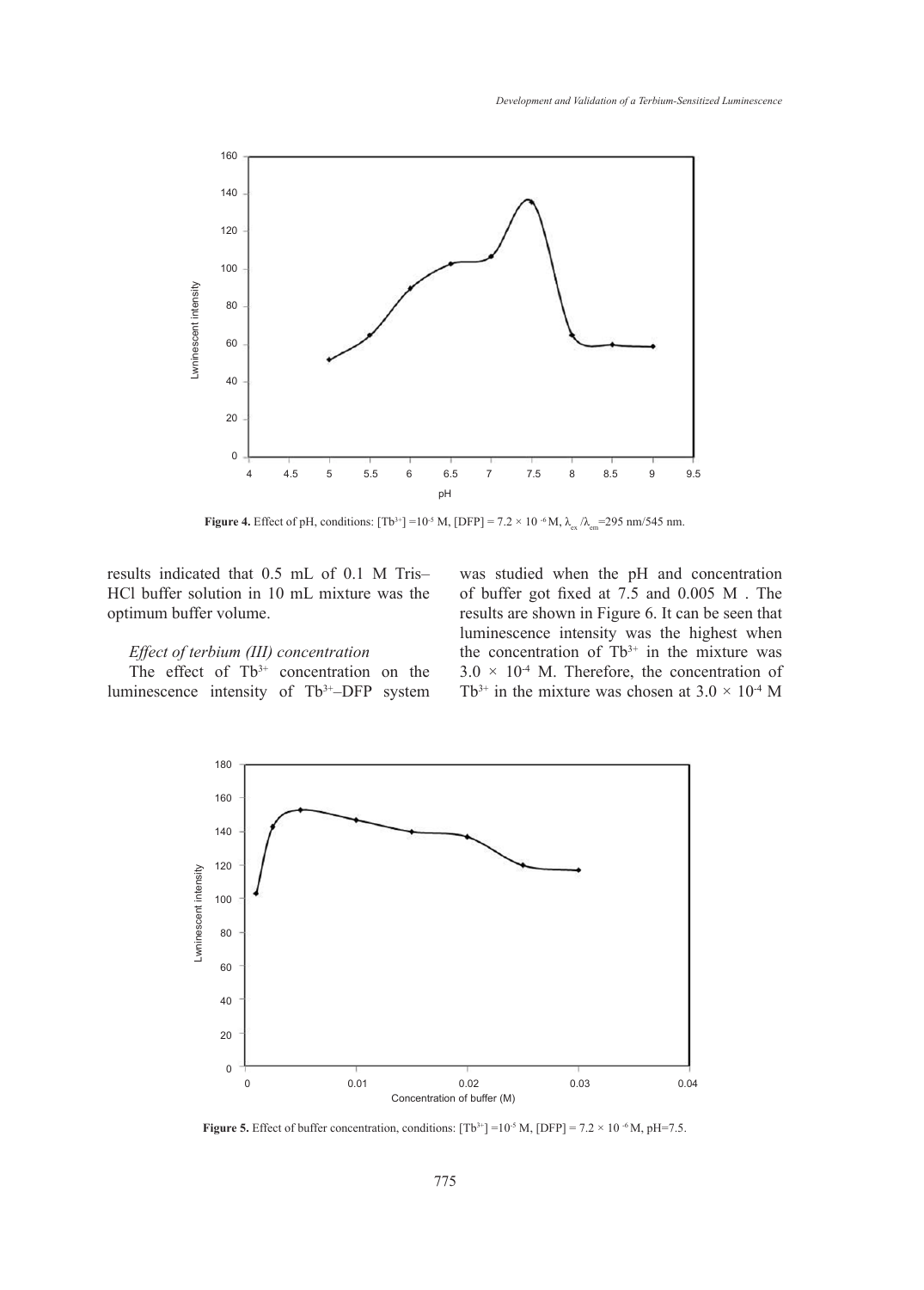**Figure 4.** Effect of pH, conditions: $[Tb^{3+}] = 10^{-5}$ M, $[DFP] = 7.2 \times 10^{-6}$ M, $\lambda_{ex}/\lambda_{em}$=295 nm/545 nm.

results indicated that 0.5 mL of 0.1 M Tris–HCl buffer solution in 10 mL mixture was the optimum buffer volume.

### *Effect of terbium (III) concentration*

The effect of $Tb^{3+}$ concentration on the luminescence intensity of $Tb^{3+}$–DFP system was studied when the pH and concentration of buffer got fixed at 7.5 and 0.005 M . The results are shown in Figure 6. It can be seen that luminescence intensity was the highest when the concentration of $Tb^{3+}$ in the mixture was $3.0 \times 10^{-4}$ M. Therefore, the concentration of $Tb^{3+}$ in the mixture was chosen at $3.0 \times 10^{-4}$ M

**Figure 5.** Effect of buffer concentration, conditions: $[Tb^{3+}] = 10^{-5}$ M, $[DFP] = 7.2 \times 10^{-6}$ M, pH=7.5.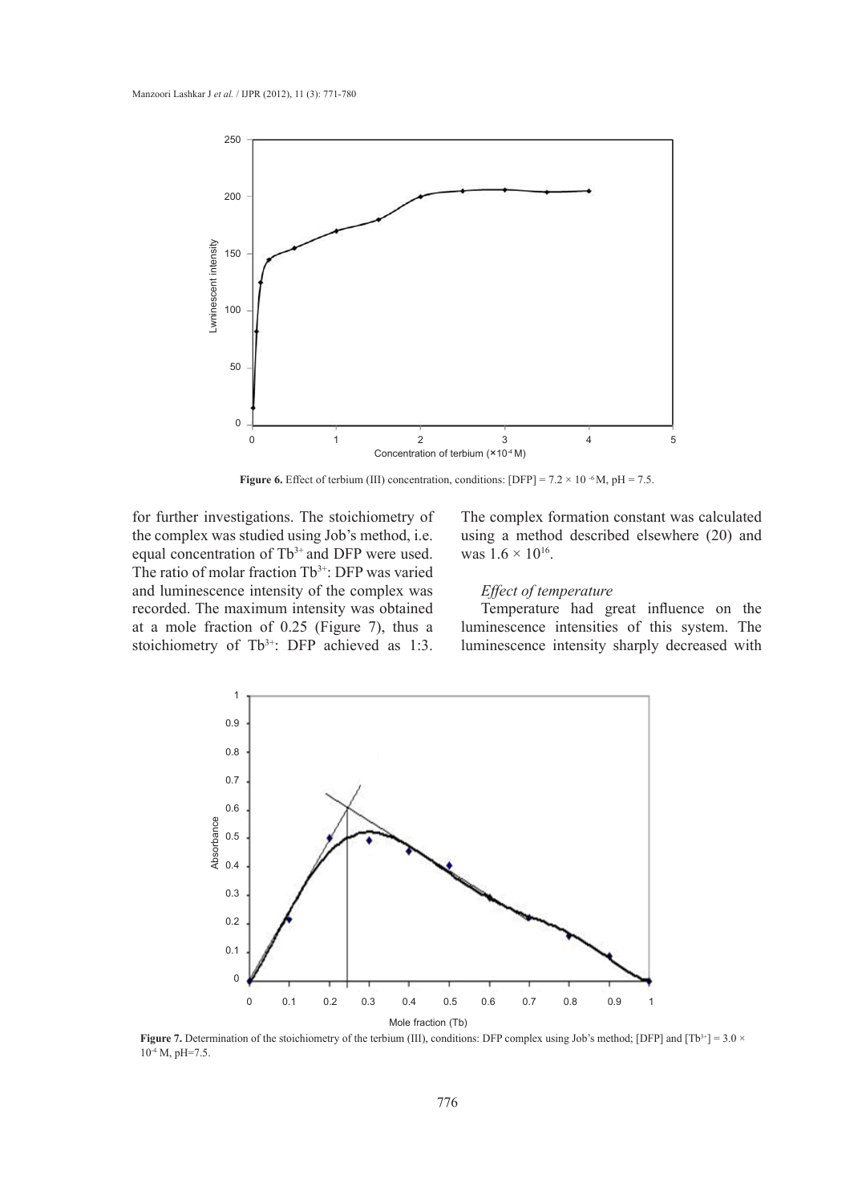**Figure 6.** Effect of terbium (III) concentration, conditions: [DFP] = $7.2 \times 10^{-6}$ M, pH = 7.5.

for further investigations. The stoichiometry of the complex was studied using Job's method, i.e. equal concentration of $Tb^{3+}$ and DFP were used. The ratio of molar fraction $Tb^{3+}$: DFP was varied and luminescence intensity of the complex was recorded. The maximum intensity was obtained at a mole fraction of 0.25 (Figure 7), thus a stoichiometry of $Tb^{3+}$: DFP achieved as 1:3. The complex formation constant was calculated using a method described elsewhere (20) and was $1.6 \times 10^{16}$.

### *Effect of temperature*

Temperature had great influence on the luminescence intensities of this system. The luminescence intensity sharply decreased with

**Figure 7.** Determination of the stoichiometry of the terbium (III), conditions: DFP complex using Job's method; [DFP] and [$Tb^{3+}$] = $3.0 \times 10^{-4}$ M, pH=7.5.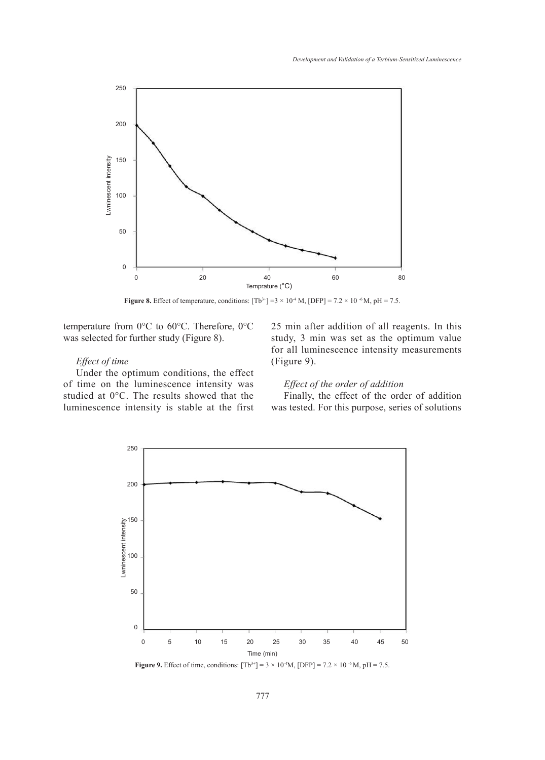**Figure 8.** Effect of temperature, conditions: $[Tb^{3+}] = 3 \times 10^{-4}$ M, [DFP] = $7.2 \times 10^{-6}$ M, pH = 7.5.

temperature from 0°C to 60°C. Therefore, 0°C was selected for further study (Figure 8).

*Effect of time*

Under the optimum conditions, the effect of time on the luminescence intensity was studied at 0°C. The results showed that the luminescence intensity is stable at the first 25 min after addition of all reagents. In this study, 3 min was set as the optimum value for all luminescence intensity measurements (Figure 9).

*Effect of the order of addition*

Finally, the effect of the order of addition was tested. For this purpose, series of solutions

**Figure 9.** Effect of time, conditions: $[Tb^{3+}] = 3 \times 10^{-4}$M, [DFP] = $7.2 \times 10^{-6}$ M, pH = 7.5.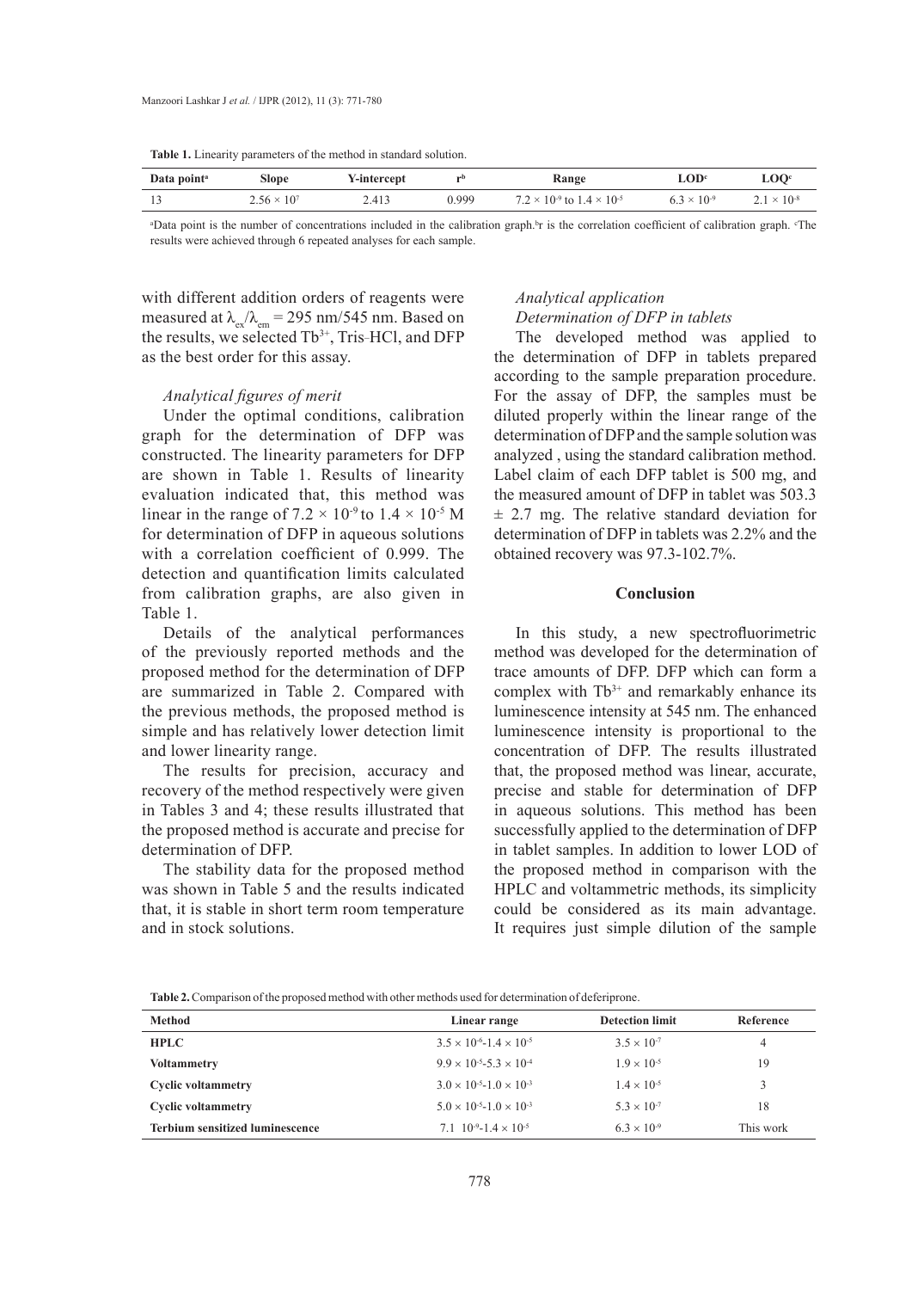**Table 1.** Linearity parameters of the method in standard solution.

| Data point[a] | Slope | Y-intercept | r[b] | Range | LOD[c] | LOQ[c] |
|---|---|---|---|---|---|---|
| 13 | $2.56 \times 10^{7}$ | 2.413 | 0.999 | $7.2 \times 10^{-9}$ to $1.4 \times 10^{-5}$ | $6.3 \times 10^{-9}$ | $2.1 \times 10^{-8}$ |

[a]Data point is the number of concentrations included in the calibration graph.[b]r is the correlation coefficient of calibration graph. [c]The results were achieved through 6 repeated analyses for each sample.

with different addition orders of reagents were measured at $\lambda_{ex}/\lambda_{em}$ = 295 nm/545 nm. Based on the results, we selected $Tb^{3+}$, Tris-HCl, and DFP as the best order for this assay.

### *Analytical figures of merit*

Under the optimal conditions, calibration graph for the determination of DFP was constructed. The linearity parameters for DFP are shown in Table 1. Results of linearity evaluation indicated that, this method was linear in the range of $7.2 \times 10^{-9}$ to $1.4 \times 10^{-5}$ M for determination of DFP in aqueous solutions with a correlation coefficient of 0.999. The detection and quantification limits calculated from calibration graphs, are also given in Table 1.

Details of the analytical performances of the previously reported methods and the proposed method for the determination of DFP are summarized in Table 2. Compared with the previous methods, the proposed method is simple and has relatively lower detection limit and lower linearity range.

The results for precision, accuracy and recovery of the method respectively were given in Tables 3 and 4; these results illustrated that the proposed method is accurate and precise for determination of DFP.

The stability data for the proposed method was shown in Table 5 and the results indicated that, it is stable in short term room temperature and in stock solutions.

### *Analytical application*

#### *Determination of DFP in tablets*

The developed method was applied to the determination of DFP in tablets prepared according to the sample preparation procedure. For the assay of DFP, the samples must be diluted properly within the linear range of the determination of DFP and the sample solution was analyzed , using the standard calibration method. Label claim of each DFP tablet is 500 mg, and the measured amount of DFP in tablet was 503.3 ± 2.7 mg. The relative standard deviation for determination of DFP in tablets was 2.2% and the obtained recovery was 97.3-102.7%.

## Conclusion

In this study, a new spectrofluorimetric method was developed for the determination of trace amounts of DFP. DFP which can form a complex with $Tb^{3+}$ and remarkably enhance its luminescence intensity at 545 nm. The enhanced luminescence intensity is proportional to the concentration of DFP. The results illustrated that, the proposed method was linear, accurate, precise and stable for determination of DFP in aqueous solutions. This method has been successfully applied to the determination of DFP in tablet samples. In addition to lower LOD of the proposed method in comparison with the HPLC and voltammetric methods, its simplicity could be considered as its main advantage. It requires just simple dilution of the sample

**Table 2.** Comparison of the proposed method with other methods used for determination of deferiprone.

| Method | Linear range | Detection limit | Reference |
|---|---|---|---|
| **HPLC** | $3.5 \times 10^{-6}$-$1.4 \times 10^{-5}$ | $3.5 \times 10^{-7}$ | 4 |
| **Voltammetry** | $9.9 \times 10^{-5}$-$5.3 \times 10^{-4}$ | $1.9 \times 10^{-5}$ | 19 |
| **Cyclic voltammetry** | $3.0 \times 10^{-5}$-$1.0 \times 10^{-3}$ | $1.4 \times 10^{-5}$ | 3 |
| **Cyclic voltammetry** | $5.0 \times 10^{-5}$-$1.0 \times 10^{-3}$ | $5.3 \times 10^{-7}$ | 18 |
| **Terbium sensitized luminescence** | 7.1 $10^{-9}$-$1.4 \times 10^{-5}$ | $6.3 \times 10^{-9}$ | This work |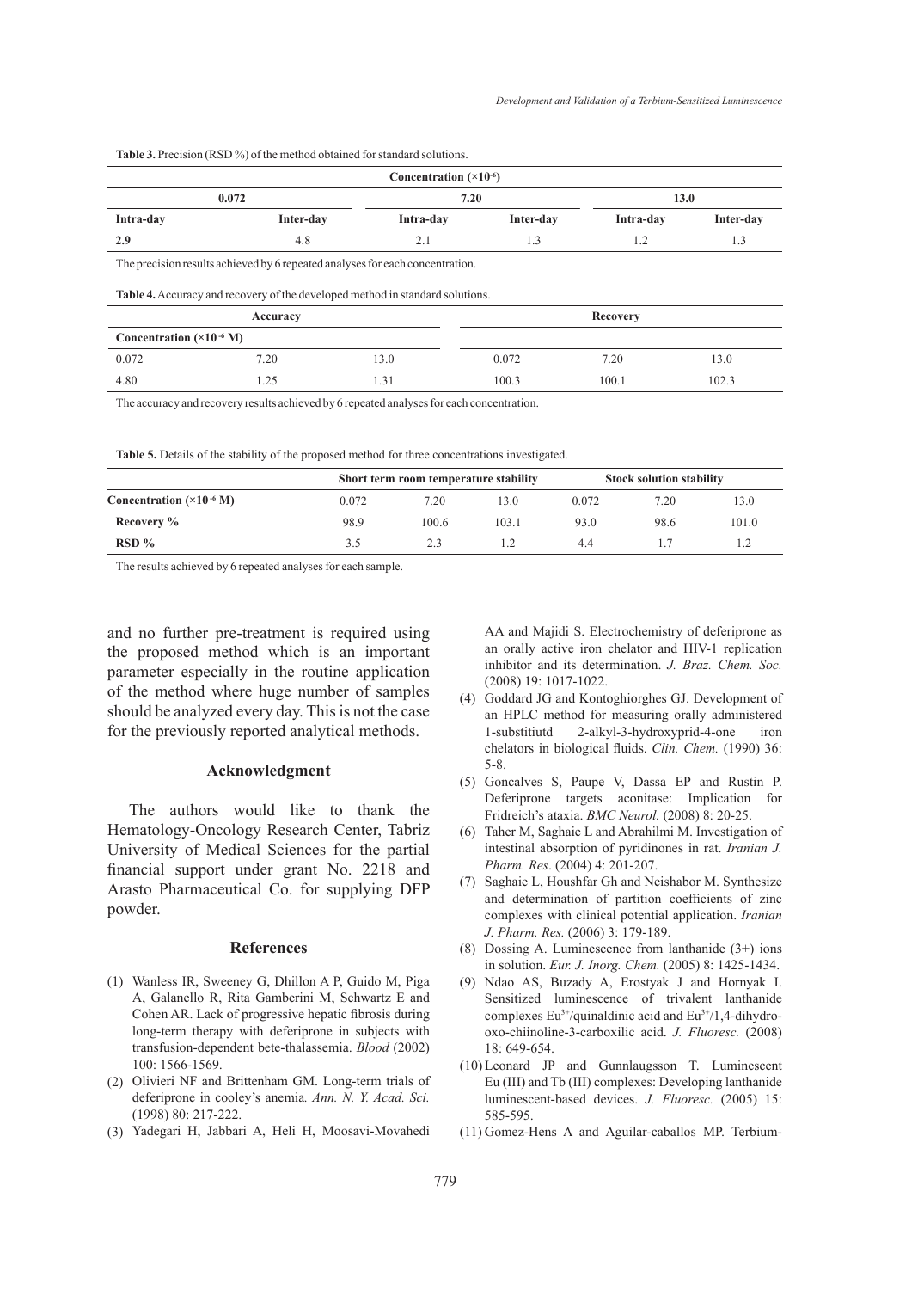**Table 3.** Precision (RSD %) of the method obtained for standard solutions.

| Concentration ($\times 10^{-6}$) | | | | | |
|---|---|---|---|---|---|
| 0.072 | | 7.20 | | 13.0 | |
| Intra-day | Inter-day | Intra-day | Inter-day | Intra-day | Inter-day |
| 2.9 | 4.8 | 2.1 | 1.3 | 1.2 | 1.3 |

The precision results achieved by 6 repeated analyses for each concentration.

**Table 4.** Accuracy and recovery of the developed method in standard solutions.

| Accuracy | | | Recovery | | |
|---|---|---|---|---|---|
| Concentration ($\times 10^{-6}$ M) | | | | | |
| 0.072 | 7.20 | 13.0 | 0.072 | 7.20 | 13.0 |
| 4.80 | 1.25 | 1.31 | 100.3 | 100.1 | 102.3 |

The accuracy and recovery results achieved by 6 repeated analyses for each concentration.

**Table 5.** Details of the stability of the proposed method for three concentrations investigated.

| | Short term room temperature stability | | | Stock solution stability | | |
|---|---|---|---|---|---|---|
| Concentration ($\times 10^{-6}$ M) | 0.072 | 7.20 | 13.0 | 0.072 | 7.20 | 13.0 |
| Recovery % | 98.9 | 100.6 | 103.1 | 93.0 | 98.6 | 101.0 |
| RSD % | 3.5 | 2.3 | 1.2 | 4.4 | 1.7 | 1.2 |

The results achieved by 6 repeated analyses for each sample.

and no further pre-treatment is required using the proposed method which is an important parameter especially in the routine application of the method where huge number of samples should be analyzed every day. This is not the case for the previously reported analytical methods.

## Acknowledgment

The authors would like to thank the Hematology-Oncology Research Center, Tabriz University of Medical Sciences for the partial financial support under grant No. 2218 and Arasto Pharmaceutical Co. for supplying DFP powder.

## References

(1) Wanless IR, Sweeney G, Dhillon A P, Guido M, Piga A, Galanello R, Rita Gamberini M, Schwartz E and Cohen AR. Lack of progressive hepatic fibrosis during long-term therapy with deferiprone in subjects with transfusion-dependent bete-thalassemia. *Blood* (2002) 100: 1566-1569.

(2) Olivieri NF and Brittenham GM. Long-term trials of deferiprone in cooley's anemia. *Ann. N. Y. Acad. Sci.* (1998) 80: 217-222.

(3) Yadegari H, Jabbari A, Heli H, Moosavi-Movahedi AA and Majidi S. Electrochemistry of deferiprone as an orally active iron chelator and HIV-1 replication inhibitor and its determination. *J. Braz. Chem. Soc.* (2008) 19: 1017-1022.

(4) Goddard JG and Kontoghiorghes GJ. Development of an HPLC method for measuring orally administered 1-substitiutd 2-alkyl-3-hydroxyprid-4-one iron chelators in biological fluids. *Clin. Chem.* (1990) 36: 5-8.

(5) Goncalves S, Paupe V, Dassa EP and Rustin P. Deferiprone targets aconitase: Implication for Fridreich's ataxia. *BMC Neurol.* (2008) 8: 20-25.

(6) Taher M, Saghaie L and Abrahilmi M. Investigation of intestinal absorption of pyridinones in rat. *Iranian J. Pharm. Res*. (2004) 4: 201-207.

(7) Saghaie L, Houshfar Gh and Neishabor M. Synthesize and determination of partition coefficients of zinc complexes with clinical potential application. *Iranian J. Pharm. Res.* (2006) 3: 179-189.

(8) Dossing A. Luminescence from lanthanide (3+) ions in solution. *Eur. J. Inorg. Chem.* (2005) 8: 1425-1434.

(9) Ndao AS, Buzady A, Erostyak J and Hornyak I. Sensitized luminescence of trivalent lanthanide complexes $Eu^{3+}$/quinaldinic acid and $Eu^{3+}$/1,4-dihydro-oxo-chiinoline-3-carboxilic acid. *J. Fluoresc.* (2008) 18: 649-654.

(10) Leonard JP and Gunnlaugsson T. Luminescent Eu (III) and Tb (III) complexes: Developing lanthanide luminescent-based devices. *J. Fluoresc.* (2005) 15: 585-595.

(11) Gomez-Hens A and Aguilar-caballos MP. Terbium-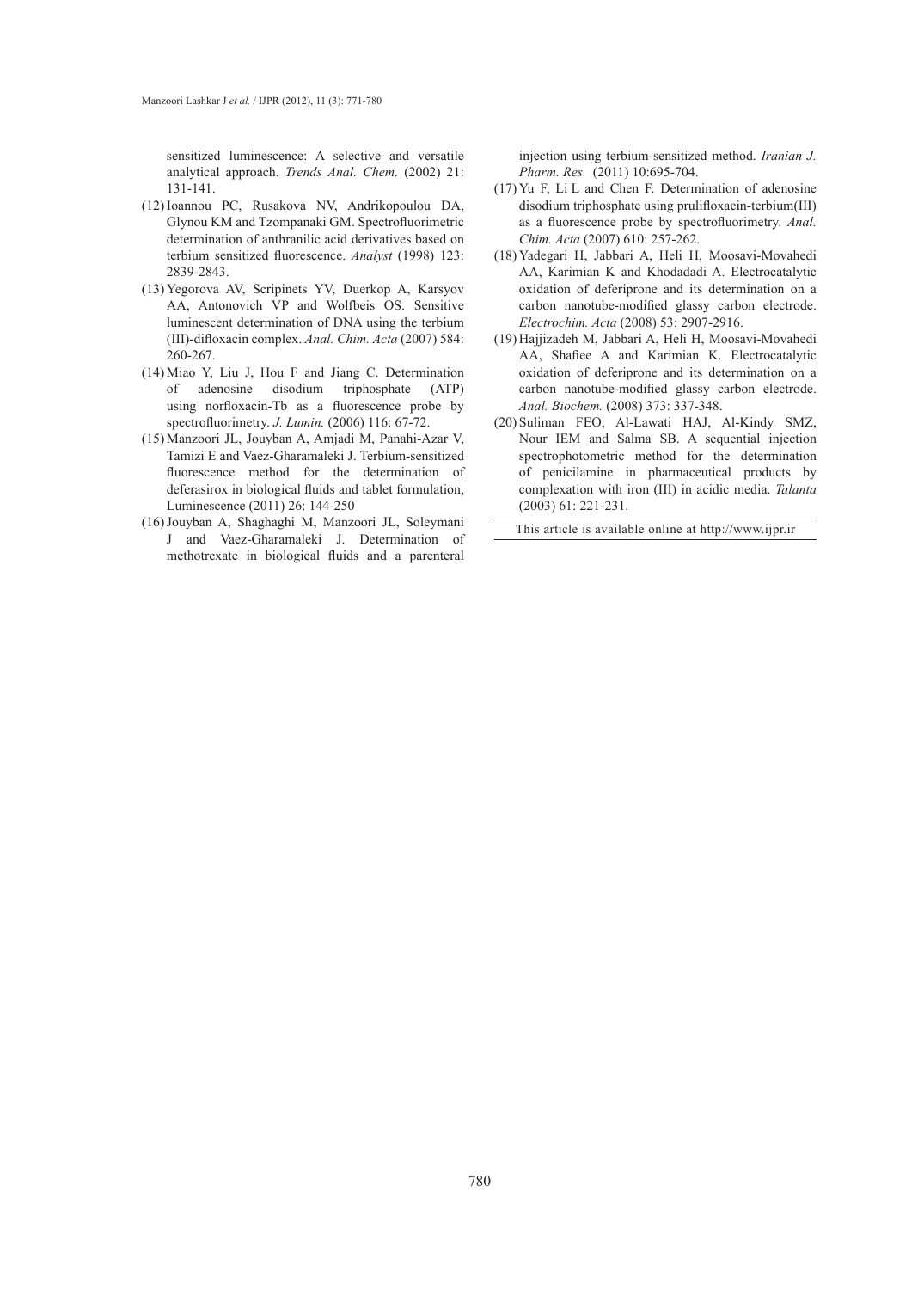sensitized luminescence: A selective and versatile analytical approach. *Trends Anal. Chem.* (2002) 21: 131-141.

(12) Ioannou PC, Rusakova NV, Andrikopoulou DA, Glynou KM and Tzompanaki GM. Spectrofluorimetric determination of anthranilic acid derivatives based on terbium sensitized fluorescence. *Analyst* (1998) 123: 2839-2843.

(13) Yegorova AV, Scripinets YV, Duerkop A, Karsyov AA, Antonovich VP and Wolfbeis OS. Sensitive luminescent determination of DNA using the terbium (III)-difloxacin complex. *Anal. Chim. Acta* (2007) 584: 260-267.

(14) Miao Y, Liu J, Hou F and Jiang C. Determination of adenosine disodium triphosphate (ATP) using norfloxacin-Tb as a fluorescence probe by spectrofluorimetry. *J. Lumin.* (2006) 116: 67-72.

(15) Manzoori JL, Jouyban A, Amjadi M, Panahi-Azar V, Tamizi E and Vaez-Gharamaleki J. Terbium-sensitized fluorescence method for the determination of deferasirox in biological fluids and tablet formulation, Luminescence (2011) 26: 144-250

(16) Jouyban A, Shaghaghi M, Manzoori JL, Soleymani J and Vaez-Gharamaleki J. Determination of methotrexate in biological fluids and a parenteral injection using terbium-sensitized method. *Iranian J. Pharm. Res.* (2011) 10:695-704.

(17) Yu F, Li L and Chen F. Determination of adenosine disodium triphosphate using prulifloxacin-terbium(III) as a fluorescence probe by spectrofluorimetry. *Anal. Chim. Acta* (2007) 610: 257-262.

(18) Yadegari H, Jabbari A, Heli H, Moosavi-Movahedi AA, Karimian K and Khodadadi A. Electrocatalytic oxidation of deferiprone and its determination on a carbon nanotube-modified glassy carbon electrode. *Electrochim. Acta* (2008) 53: 2907-2916.

(19) Hajjizadeh M, Jabbari A, Heli H, Moosavi-Movahedi AA, Shafiee A and Karimian K. Electrocatalytic oxidation of deferiprone and its determination on a carbon nanotube-modified glassy carbon electrode. *Anal. Biochem.* (2008) 373: 337-348.

(20) Suliman FEO, Al-Lawati HAJ, Al-Kindy SMZ, Nour IEM and Salma SB. A sequential injection spectrophotometric method for the determination of penicilamine in pharmaceutical products by complexation with iron (III) in acidic media. *Talanta* (2003) 61: 221-231.

This article is available online at http://www.ijpr.ir